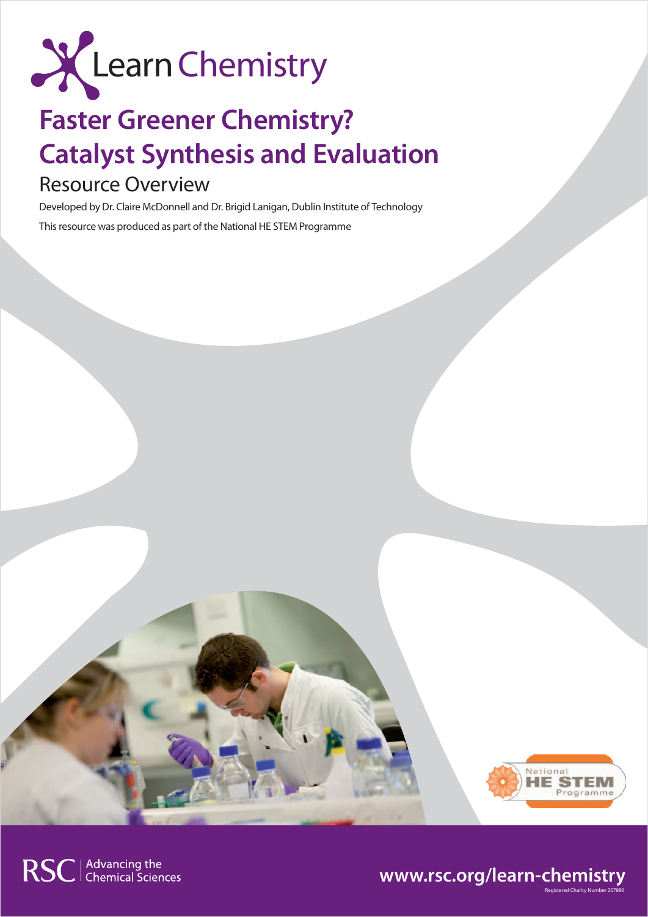Learn Chemistry

# Faster Greener Chemistry? Catalyst Synthesis and Evaluation

## Resource Overview

Developed by Dr. Claire McDonnell and Dr. Brigid Lanigan, Dublin Institute of Technology

This resource was produced as part of the National HE STEM Programme

National HE STEM Programme

RSC | Advancing the Chemical Sciences

www.rsc.org/learn-chemistry

Registered Charity Number 207890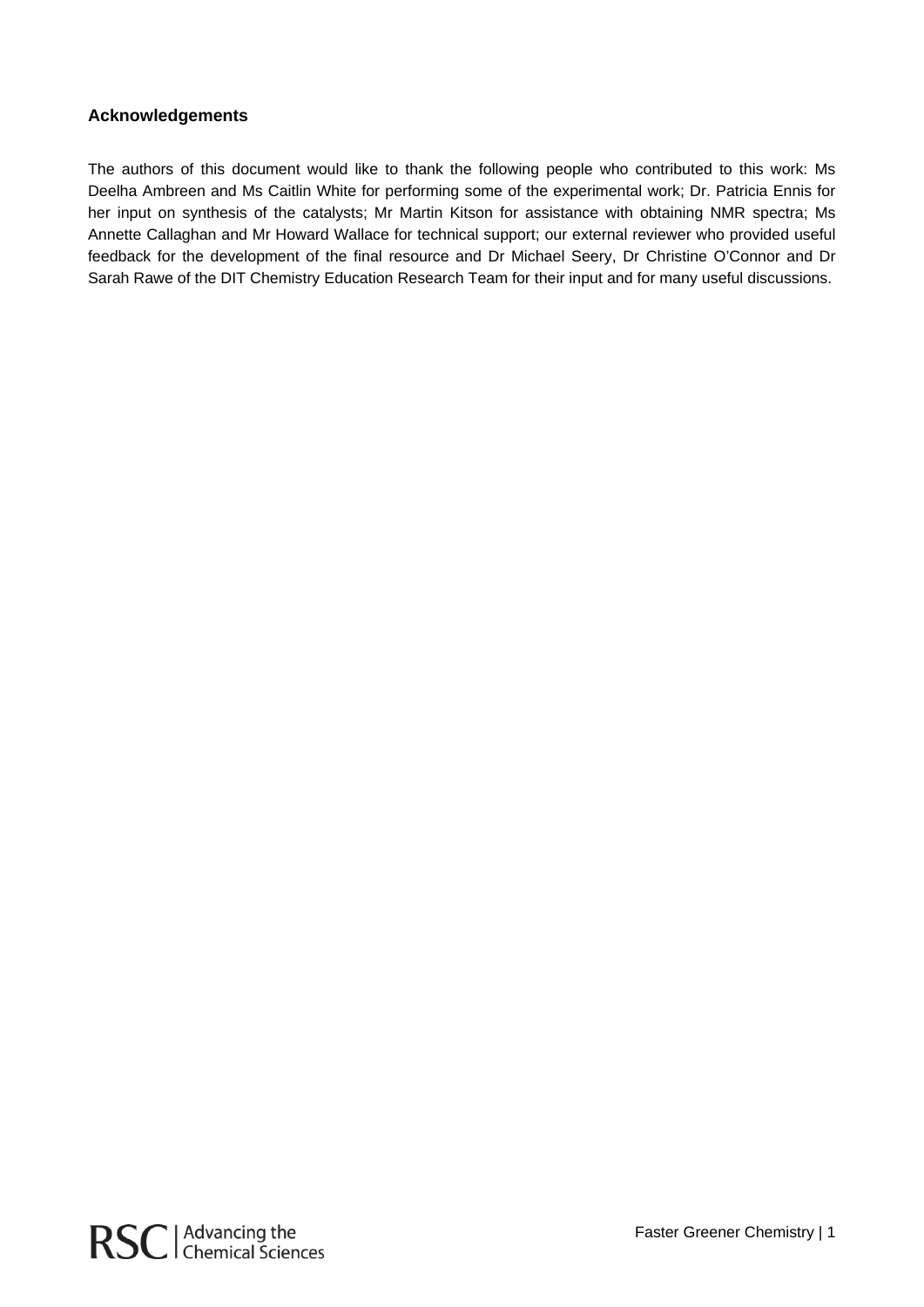### Acknowledgements

The authors of this document would like to thank the following people who contributed to this work: Ms Deelha Ambreen and Ms Caitlin White for performing some of the experimental work; Dr. Patricia Ennis for her input on synthesis of the catalysts; Mr Martin Kitson for assistance with obtaining NMR spectra; Ms Annette Callaghan and Mr Howard Wallace for technical support; our external reviewer who provided useful feedback for the development of the final resource and Dr Michael Seery, Dr Christine O'Connor and Dr Sarah Rawe of the DIT Chemistry Education Research Team for their input and for many useful discussions.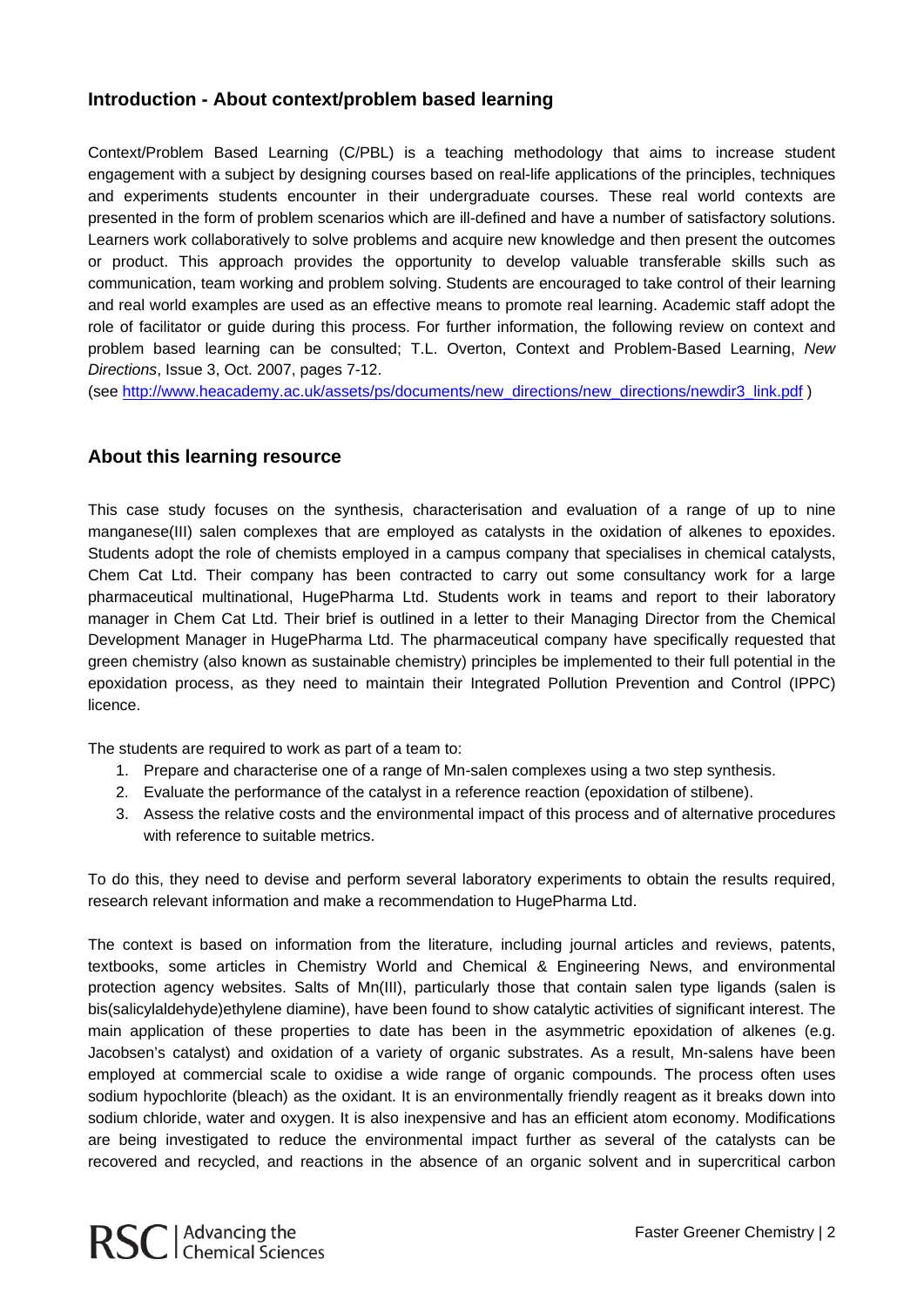## Introduction - About context/problem based learning

Context/Problem Based Learning (C/PBL) is a teaching methodology that aims to increase student engagement with a subject by designing courses based on real-life applications of the principles, techniques and experiments students encounter in their undergraduate courses. These real world contexts are presented in the form of problem scenarios which are ill-defined and have a number of satisfactory solutions. Learners work collaboratively to solve problems and acquire new knowledge and then present the outcomes or product. This approach provides the opportunity to develop valuable transferable skills such as communication, team working and problem solving. Students are encouraged to take control of their learning and real world examples are used as an effective means to promote real learning. Academic staff adopt the role of facilitator or guide during this process. For further information, the following review on context and problem based learning can be consulted; T.L. Overton, Context and Problem-Based Learning, *New Directions*, Issue 3, Oct. 2007, pages 7-12.
(see http://www.heacademy.ac.uk/assets/ps/documents/new_directions/new_directions/newdir3_link.pdf )

## About this learning resource

This case study focuses on the synthesis, characterisation and evaluation of a range of up to nine manganese(III) salen complexes that are employed as catalysts in the oxidation of alkenes to epoxides. Students adopt the role of chemists employed in a campus company that specialises in chemical catalysts, Chem Cat Ltd. Their company has been contracted to carry out some consultancy work for a large pharmaceutical multinational, HugePharma Ltd. Students work in teams and report to their laboratory manager in Chem Cat Ltd. Their brief is outlined in a letter to their Managing Director from the Chemical Development Manager in HugePharma Ltd. The pharmaceutical company have specifically requested that green chemistry (also known as sustainable chemistry) principles be implemented to their full potential in the epoxidation process, as they need to maintain their Integrated Pollution Prevention and Control (IPPC) licence.

The students are required to work as part of a team to:

1. Prepare and characterise one of a range of Mn-salen complexes using a two step synthesis.
2. Evaluate the performance of the catalyst in a reference reaction (epoxidation of stilbene).
3. Assess the relative costs and the environmental impact of this process and of alternative procedures with reference to suitable metrics.

To do this, they need to devise and perform several laboratory experiments to obtain the results required, research relevant information and make a recommendation to HugePharma Ltd.

The context is based on information from the literature, including journal articles and reviews, patents, textbooks, some articles in Chemistry World and Chemical & Engineering News, and environmental protection agency websites. Salts of Mn(III), particularly those that contain salen type ligands (salen is bis(salicylaldehyde)ethylene diamine), have been found to show catalytic activities of significant interest. The main application of these properties to date has been in the asymmetric epoxidation of alkenes (e.g. Jacobsen's catalyst) and oxidation of a variety of organic substrates. As a result, Mn-salens have been employed at commercial scale to oxidise a wide range of organic compounds. The process often uses sodium hypochlorite (bleach) as the oxidant. It is an environmentally friendly reagent as it breaks down into sodium chloride, water and oxygen. It is also inexpensive and has an efficient atom economy. Modifications are being investigated to reduce the environmental impact further as several of the catalysts can be recovered and recycled, and reactions in the absence of an organic solvent and in supercritical carbon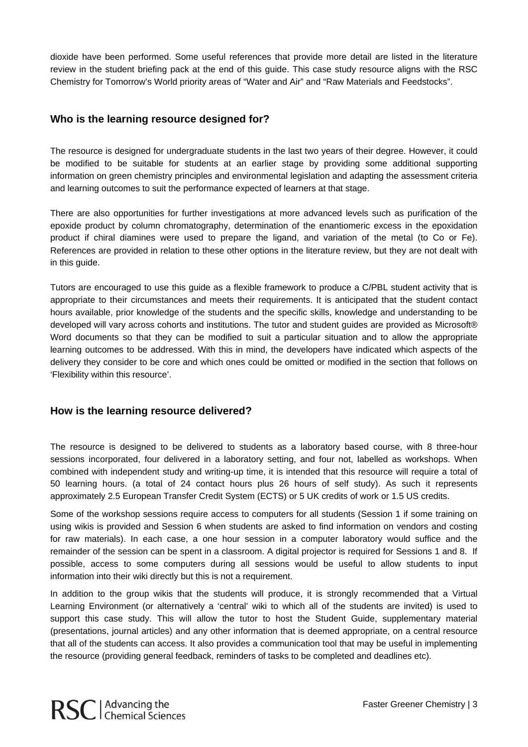dioxide have been performed. Some useful references that provide more detail are listed in the literature review in the student briefing pack at the end of this guide. This case study resource aligns with the RSC Chemistry for Tomorrow's World priority areas of "Water and Air" and "Raw Materials and Feedstocks".

## Who is the learning resource designed for?

The resource is designed for undergraduate students in the last two years of their degree. However, it could be modified to be suitable for students at an earlier stage by providing some additional supporting information on green chemistry principles and environmental legislation and adapting the assessment criteria and learning outcomes to suit the performance expected of learners at that stage.

There are also opportunities for further investigations at more advanced levels such as purification of the epoxide product by column chromatography, determination of the enantiomeric excess in the epoxidation product if chiral diamines were used to prepare the ligand, and variation of the metal (to Co or Fe). References are provided in relation to these other options in the literature review, but they are not dealt with in this guide.

Tutors are encouraged to use this guide as a flexible framework to produce a C/PBL student activity that is appropriate to their circumstances and meets their requirements. It is anticipated that the student contact hours available, prior knowledge of the students and the specific skills, knowledge and understanding to be developed will vary across cohorts and institutions. The tutor and student guides are provided as Microsoft® Word documents so that they can be modified to suit a particular situation and to allow the appropriate learning outcomes to be addressed. With this in mind, the developers have indicated which aspects of the delivery they consider to be core and which ones could be omitted or modified in the section that follows on 'Flexibility within this resource'.

## How is the learning resource delivered?

The resource is designed to be delivered to students as a laboratory based course, with 8 three-hour sessions incorporated, four delivered in a laboratory setting, and four not, labelled as workshops. When combined with independent study and writing-up time, it is intended that this resource will require a total of 50 learning hours. (a total of 24 contact hours plus 26 hours of self study). As such it represents approximately 2.5 European Transfer Credit System (ECTS) or 5 UK credits of work or 1.5 US credits.

Some of the workshop sessions require access to computers for all students (Session 1 if some training on using wikis is provided and Session 6 when students are asked to find information on vendors and costing for raw materials). In each case, a one hour session in a computer laboratory would suffice and the remainder of the session can be spent in a classroom. A digital projector is required for Sessions 1 and 8. If possible, access to some computers during all sessions would be useful to allow students to input information into their wiki directly but this is not a requirement.

In addition to the group wikis that the students will produce, it is strongly recommended that a Virtual Learning Environment (or alternatively a 'central' wiki to which all of the students are invited) is used to support this case study. This will allow the tutor to host the Student Guide, supplementary material (presentations, journal articles) and any other information that is deemed appropriate, on a central resource that all of the students can access. It also provides a communication tool that may be useful in implementing the resource (providing general feedback, reminders of tasks to be completed and deadlines etc).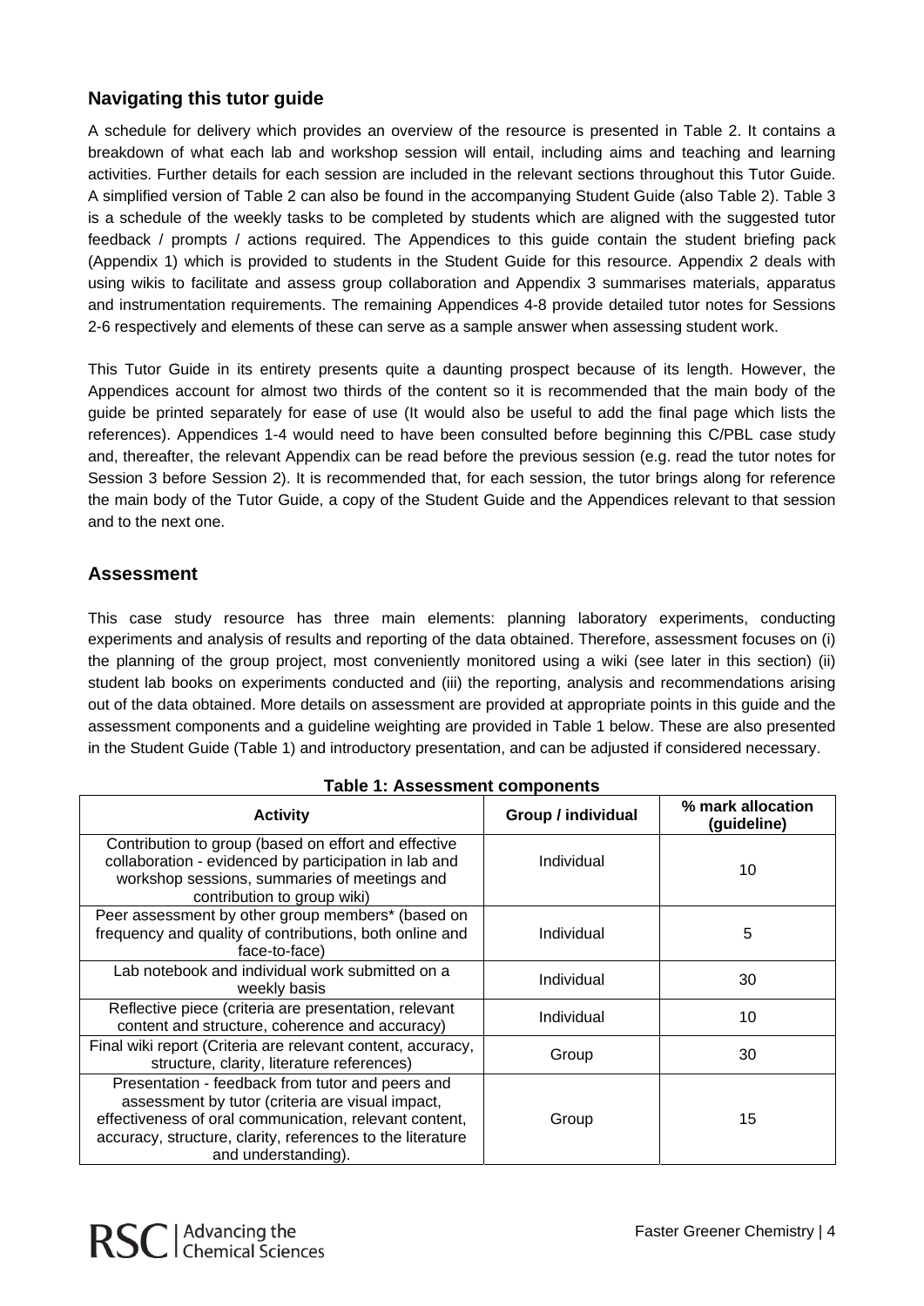## Navigating this tutor guide

A schedule for delivery which provides an overview of the resource is presented in Table 2. It contains a breakdown of what each lab and workshop session will entail, including aims and teaching and learning activities. Further details for each session are included in the relevant sections throughout this Tutor Guide. A simplified version of Table 2 can also be found in the accompanying Student Guide (also Table 2). Table 3 is a schedule of the weekly tasks to be completed by students which are aligned with the suggested tutor feedback / prompts / actions required. The Appendices to this guide contain the student briefing pack (Appendix 1) which is provided to students in the Student Guide for this resource. Appendix 2 deals with using wikis to facilitate and assess group collaboration and Appendix 3 summarises materials, apparatus and instrumentation requirements. The remaining Appendices 4-8 provide detailed tutor notes for Sessions 2-6 respectively and elements of these can serve as a sample answer when assessing student work.

This Tutor Guide in its entirety presents quite a daunting prospect because of its length. However, the Appendices account for almost two thirds of the content so it is recommended that the main body of the guide be printed separately for ease of use (It would also be useful to add the final page which lists the references). Appendices 1-4 would need to have been consulted before beginning this C/PBL case study and, thereafter, the relevant Appendix can be read before the previous session (e.g. read the tutor notes for Session 3 before Session 2). It is recommended that, for each session, the tutor brings along for reference the main body of the Tutor Guide, a copy of the Student Guide and the Appendices relevant to that session and to the next one.

## Assessment

This case study resource has three main elements: planning laboratory experiments, conducting experiments and analysis of results and reporting of the data obtained. Therefore, assessment focuses on (i) the planning of the group project, most conveniently monitored using a wiki (see later in this section) (ii) student lab books on experiments conducted and (iii) the reporting, analysis and recommendations arising out of the data obtained. More details on assessment are provided at appropriate points in this guide and the assessment components and a guideline weighting are provided in Table 1 below. These are also presented in the Student Guide (Table 1) and introductory presentation, and can be adjusted if considered necessary.

**Table 1: Assessment components**

| Activity | Group / individual | % mark allocation (guideline) |
|---|---|---|
| Contribution to group (based on effort and effective collaboration - evidenced by participation in lab and workshop sessions, summaries of meetings and contribution to group wiki) | Individual | 10 |
| Peer assessment by other group members* (based on frequency and quality of contributions, both online and face-to-face) | Individual | 5 |
| Lab notebook and individual work submitted on a weekly basis | Individual | 30 |
| Reflective piece (criteria are presentation, relevant content and structure, coherence and accuracy) | Individual | 10 |
| Final wiki report (Criteria are relevant content, accuracy, structure, clarity, literature references) | Group | 30 |
| Presentation - feedback from tutor and peers and assessment by tutor (criteria are visual impact, effectiveness of oral communication, relevant content, accuracy, structure, clarity, references to the literature and understanding). | Group | 15 |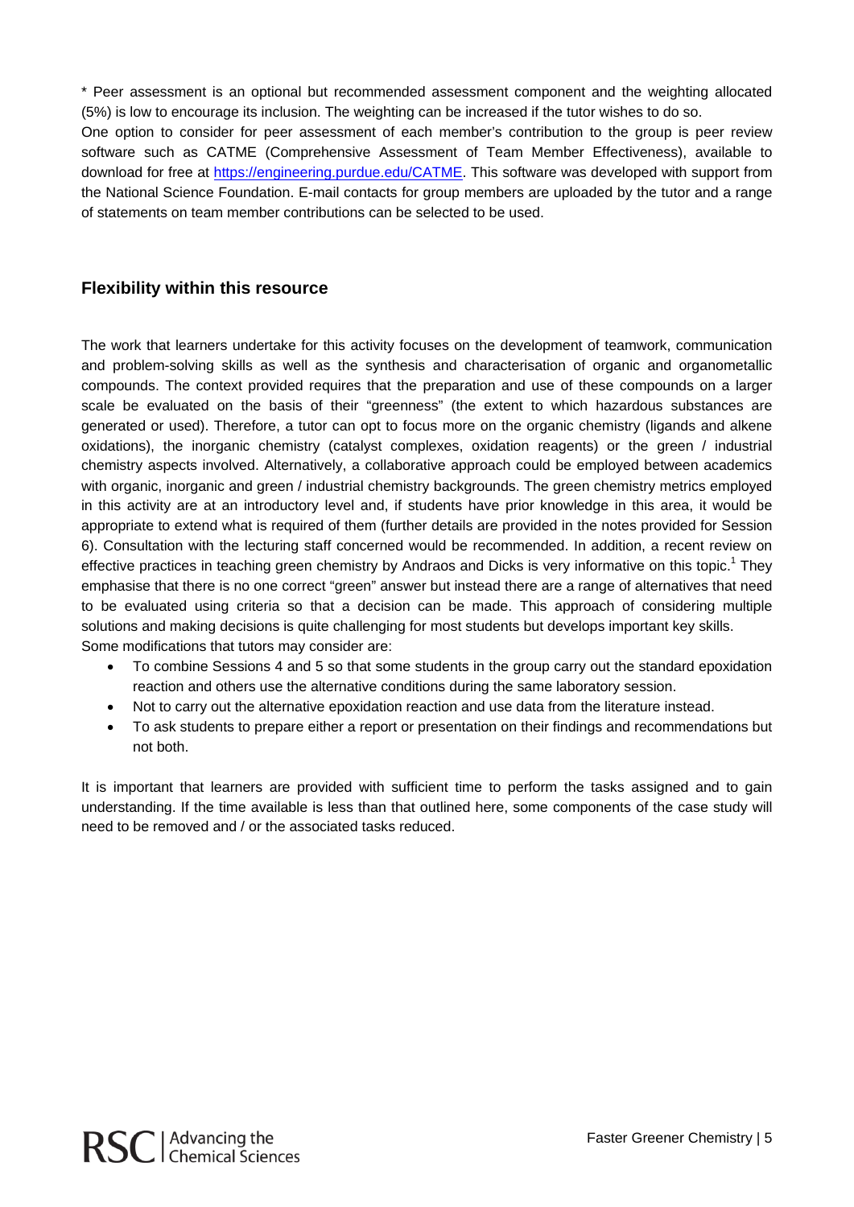* Peer assessment is an optional but recommended assessment component and the weighting allocated (5%) is low to encourage its inclusion. The weighting can be increased if the tutor wishes to do so.

One option to consider for peer assessment of each member's contribution to the group is peer review software such as CATME (Comprehensive Assessment of Team Member Effectiveness), available to download for free at https://engineering.purdue.edu/CATME. This software was developed with support from the National Science Foundation. E-mail contacts for group members are uploaded by the tutor and a range of statements on team member contributions can be selected to be used.

## Flexibility within this resource

The work that learners undertake for this activity focuses on the development of teamwork, communication and problem-solving skills as well as the synthesis and characterisation of organic and organometallic compounds. The context provided requires that the preparation and use of these compounds on a larger scale be evaluated on the basis of their "greenness" (the extent to which hazardous substances are generated or used). Therefore, a tutor can opt to focus more on the organic chemistry (ligands and alkene oxidations), the inorganic chemistry (catalyst complexes, oxidation reagents) or the green / industrial chemistry aspects involved. Alternatively, a collaborative approach could be employed between academics with organic, inorganic and green / industrial chemistry backgrounds. The green chemistry metrics employed in this activity are at an introductory level and, if students have prior knowledge in this area, it would be appropriate to extend what is required of them (further details are provided in the notes provided for Session 6). Consultation with the lecturing staff concerned would be recommended. In addition, a recent review on effective practices in teaching green chemistry by Andraos and Dicks is very informative on this topic.[1] They emphasise that there is no one correct "green" answer but instead there are a range of alternatives that need to be evaluated using criteria so that a decision can be made. This approach of considering multiple solutions and making decisions is quite challenging for most students but develops important key skills.

Some modifications that tutors may consider are:

- To combine Sessions 4 and 5 so that some students in the group carry out the standard epoxidation reaction and others use the alternative conditions during the same laboratory session.
- Not to carry out the alternative epoxidation reaction and use data from the literature instead.
- To ask students to prepare either a report or presentation on their findings and recommendations but not both.

It is important that learners are provided with sufficient time to perform the tasks assigned and to gain understanding. If the time available is less than that outlined here, some components of the case study will need to be removed and / or the associated tasks reduced.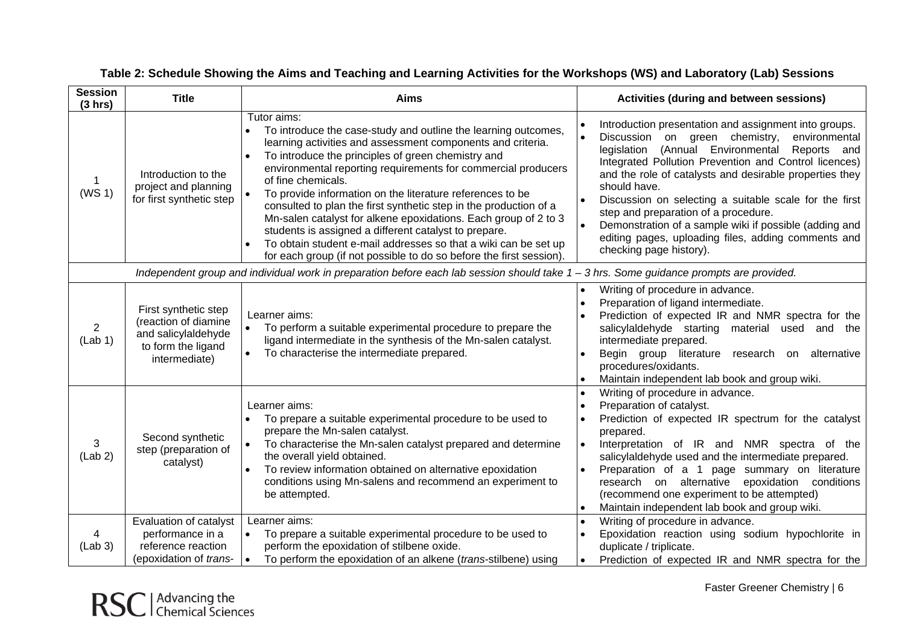**Table 2: Schedule Showing the Aims and Teaching and Learning Activities for the Workshops (WS) and Laboratory (Lab) Sessions**

| Session (3 hrs) | Title | Aims | Activities (during and between sessions) |
|---|---|---|---|
| 1 (WS 1) | Introduction to the project and planning for first synthetic step | Tutor aims:<br>• To introduce the case-study and outline the learning outcomes, learning activities and assessment components and criteria.<br>• To introduce the principles of green chemistry and environmental reporting requirements for commercial producers of fine chemicals.<br>• To provide information on the literature references to be consulted to plan the first synthetic step in the production of a Mn-salen catalyst for alkene epoxidations. Each group of 2 to 3 students is assigned a different catalyst to prepare.<br>• To obtain student e-mail addresses so that a wiki can be set up for each group (if not possible to do so before the first session). | • Introduction presentation and assignment into groups.<br>• Discussion on green chemistry, environmental legislation (Annual Environmental Reports and Integrated Pollution Prevention and Control licences) and the role of catalysts and desirable properties they should have.<br>• Discussion on selecting a suitable scale for the first step and preparation of a procedure.<br>• Demonstration of a sample wiki if possible (adding and editing pages, uploading files, adding comments and checking page history). |
| *Independent group and individual work in preparation before each lab session should take 1 – 3 hrs. Some guidance prompts are provided.* | | | |
| 2 (Lab 1) | First synthetic step (reaction of diamine and salicylaldehyde to form the ligand intermediate) | Learner aims:<br>• To perform a suitable experimental procedure to prepare the ligand intermediate in the synthesis of the Mn-salen catalyst.<br>• To characterise the intermediate prepared. | • Writing of procedure in advance.<br>• Preparation of ligand intermediate.<br>• Prediction of expected IR and NMR spectra for the salicylaldehyde starting material used and the intermediate prepared.<br>• Begin group literature research on alternative procedures/oxidants.<br>• Maintain independent lab book and group wiki. |
| 3 (Lab 2) | Second synthetic step (preparation of catalyst) | Learner aims:<br>• To prepare a suitable experimental procedure to be used to prepare the Mn-salen catalyst.<br>• To characterise the Mn-salen catalyst prepared and determine the overall yield obtained.<br>• To review information obtained on alternative epoxidation conditions using Mn-salens and recommend an experiment to be attempted. | • Writing of procedure in advance.<br>• Preparation of catalyst.<br>• Prediction of expected IR spectrum for the catalyst prepared.<br>• Interpretation of IR and NMR spectra of the salicylaldehyde used and the intermediate prepared.<br>• Preparation of a 1 page summary on literature research on alternative epoxidation conditions (recommend one experiment to be attempted)<br>• Maintain independent lab book and group wiki. |
| 4 (Lab 3) | Evaluation of catalyst performance in a reference reaction (epoxidation of *trans*- | Learner aims:<br>• To prepare a suitable experimental procedure to be used to perform the epoxidation of stilbene oxide.<br>• To perform the epoxidation of an alkene (*trans*-stilbene) using | • Writing of procedure in advance.<br>• Epoxidation reaction using sodium hypochlorite in duplicate / triplicate.<br>• Prediction of expected IR and NMR spectra for the |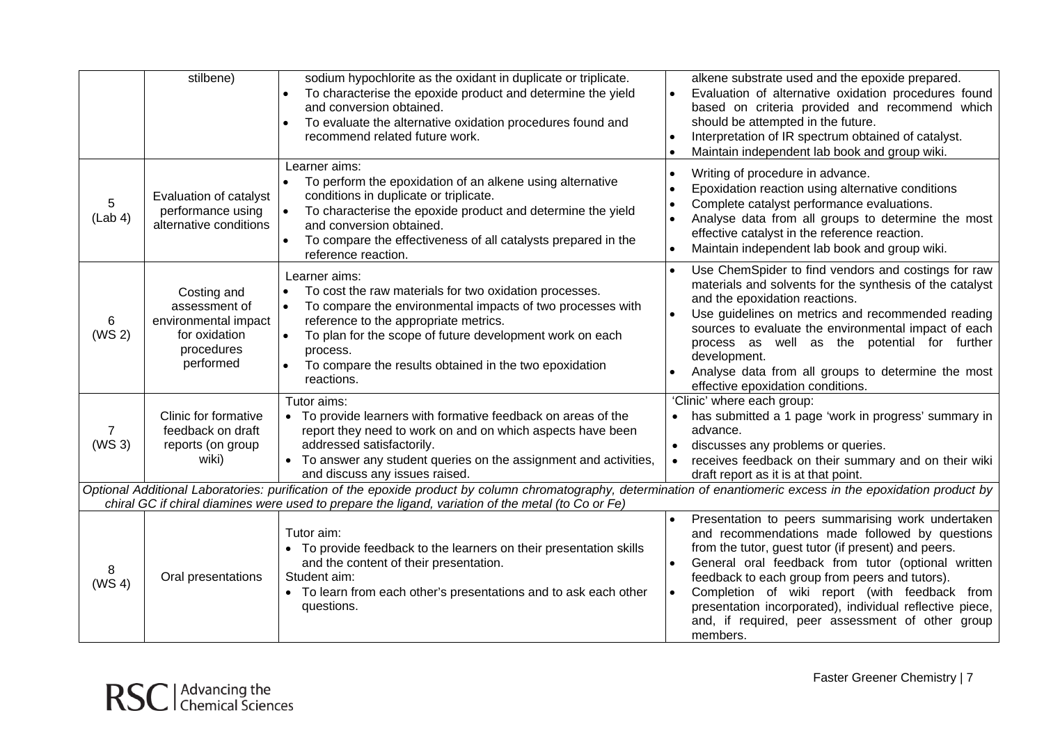|  | stilbene) | sodium hypochlorite as the oxidant in duplicate or triplicate.<br>• To characterise the epoxide product and determine the yield and conversion obtained.<br>• To evaluate the alternative oxidation procedures found and recommend related future work. | alkene substrate used and the epoxide prepared.<br>• Evaluation of alternative oxidation procedures found based on criteria provided and recommend which should be attempted in the future.<br>• Interpretation of IR spectrum obtained of catalyst.<br>• Maintain independent lab book and group wiki. |
|---|---|---|---|
| 5 (Lab 4) | Evaluation of catalyst performance using alternative conditions | Learner aims:<br>• To perform the epoxidation of an alkene using alternative conditions in duplicate or triplicate.<br>• To characterise the epoxide product and determine the yield and conversion obtained.<br>• To compare the effectiveness of all catalysts prepared in the reference reaction. | • Writing of procedure in advance.<br>• Epoxidation reaction using alternative conditions<br>• Complete catalyst performance evaluations.<br>• Analyse data from all groups to determine the most effective catalyst in the reference reaction.<br>• Maintain independent lab book and group wiki. |
| 6 (WS 2) | Costing and assessment of environmental impact for oxidation procedures performed | Learner aims:<br>• To cost the raw materials for two oxidation processes.<br>• To compare the environmental impacts of two processes with reference to the appropriate metrics.<br>• To plan for the scope of future development work on each process.<br>• To compare the results obtained in the two epoxidation reactions. | • Use ChemSpider to find vendors and costings for raw materials and solvents for the synthesis of the catalyst and the epoxidation reactions.<br>• Use guidelines on metrics and recommended reading sources to evaluate the environmental impact of each process as well as the potential for further development.<br>• Analyse data from all groups to determine the most effective epoxidation conditions. |
| 7 (WS 3) | Clinic for formative feedback on draft reports (on group wiki) | Tutor aims:<br>• To provide learners with formative feedback on areas of the report they need to work on and on which aspects have been addressed satisfactorily.<br>• To answer any student queries on the assignment and activities, and discuss any issues raised. | 'Clinic' where each group:<br>• has submitted a 1 page 'work in progress' summary in advance.<br>• discusses any problems or queries.<br>• receives feedback on their summary and on their wiki draft report as it is at that point. |
| *Optional Additional Laboratories: purification of the epoxide product by column chromatography, determination of enantiomeric excess in the epoxidation product by chiral GC if chiral diamines were used to prepare the ligand, variation of the metal (to Co or Fe)* | | | |
| 8 (WS 4) | Oral presentations | Tutor aim:<br>• To provide feedback to the learners on their presentation skills and the content of their presentation.<br>Student aim:<br>• To learn from each other's presentations and to ask each other questions. | • Presentation to peers summarising work undertaken and recommendations made followed by questions from the tutor, guest tutor (if present) and peers.<br>• General oral feedback from tutor (optional written feedback to each group from peers and tutors).<br>• Completion of wiki report (with feedback from presentation incorporated), individual reflective piece, and, if required, peer assessment of other group members. |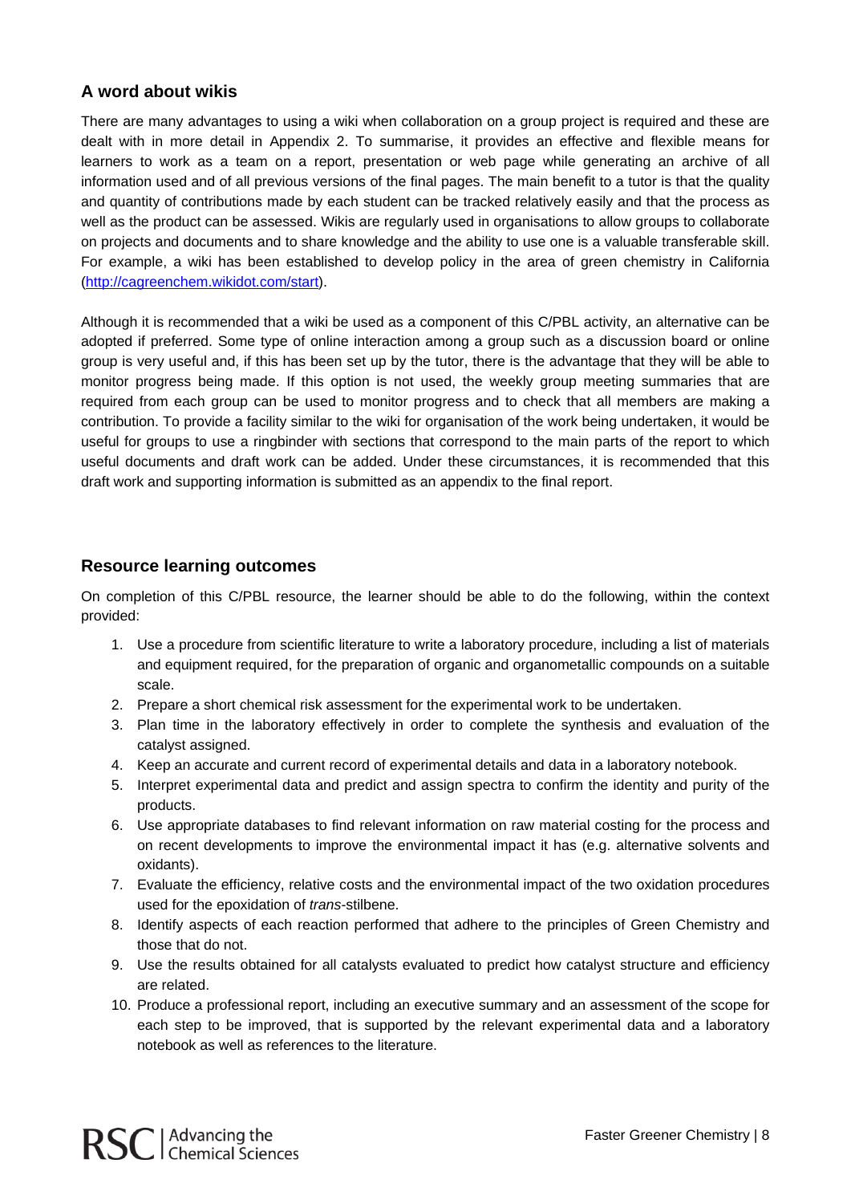## A word about wikis

There are many advantages to using a wiki when collaboration on a group project is required and these are dealt with in more detail in Appendix 2. To summarise, it provides an effective and flexible means for learners to work as a team on a report, presentation or web page while generating an archive of all information used and of all previous versions of the final pages. The main benefit to a tutor is that the quality and quantity of contributions made by each student can be tracked relatively easily and that the process as well as the product can be assessed. Wikis are regularly used in organisations to allow groups to collaborate on projects and documents and to share knowledge and the ability to use one is a valuable transferable skill. For example, a wiki has been established to develop policy in the area of green chemistry in California (http://cagreenchem.wikidot.com/start).

Although it is recommended that a wiki be used as a component of this C/PBL activity, an alternative can be adopted if preferred. Some type of online interaction among a group such as a discussion board or online group is very useful and, if this has been set up by the tutor, there is the advantage that they will be able to monitor progress being made. If this option is not used, the weekly group meeting summaries that are required from each group can be used to monitor progress and to check that all members are making a contribution. To provide a facility similar to the wiki for organisation of the work being undertaken, it would be useful for groups to use a ringbinder with sections that correspond to the main parts of the report to which useful documents and draft work can be added. Under these circumstances, it is recommended that this draft work and supporting information is submitted as an appendix to the final report.

## Resource learning outcomes

On completion of this C/PBL resource, the learner should be able to do the following, within the context provided:

1. Use a procedure from scientific literature to write a laboratory procedure, including a list of materials and equipment required, for the preparation of organic and organometallic compounds on a suitable scale.
2. Prepare a short chemical risk assessment for the experimental work to be undertaken.
3. Plan time in the laboratory effectively in order to complete the synthesis and evaluation of the catalyst assigned.
4. Keep an accurate and current record of experimental details and data in a laboratory notebook.
5. Interpret experimental data and predict and assign spectra to confirm the identity and purity of the products.
6. Use appropriate databases to find relevant information on raw material costing for the process and on recent developments to improve the environmental impact it has (e.g. alternative solvents and oxidants).
7. Evaluate the efficiency, relative costs and the environmental impact of the two oxidation procedures used for the epoxidation of *trans*-stilbene.
8. Identify aspects of each reaction performed that adhere to the principles of Green Chemistry and those that do not.
9. Use the results obtained for all catalysts evaluated to predict how catalyst structure and efficiency are related.
10. Produce a professional report, including an executive summary and an assessment of the scope for each step to be improved, that is supported by the relevant experimental data and a laboratory notebook as well as references to the literature.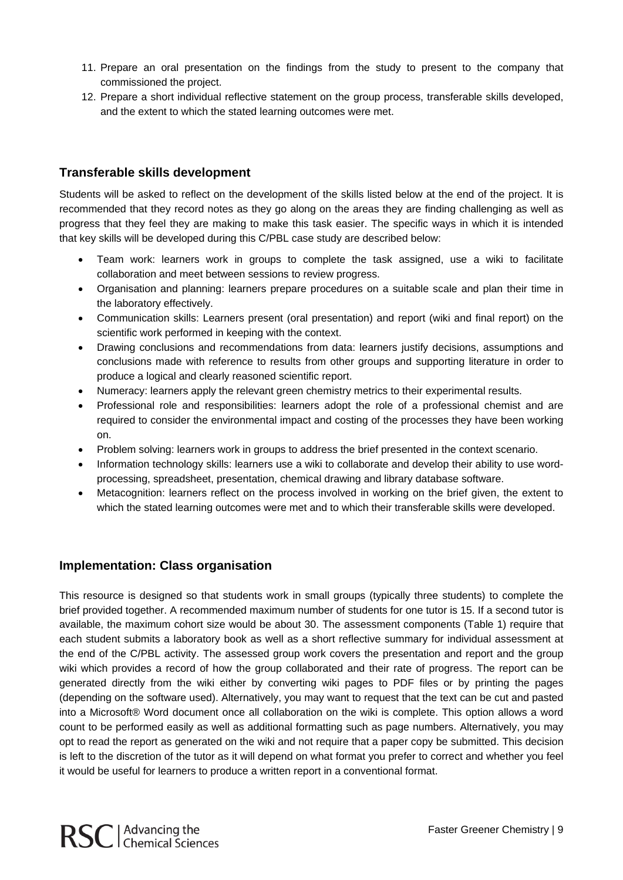11. Prepare an oral presentation on the findings from the study to present to the company that commissioned the project.
12. Prepare a short individual reflective statement on the group process, transferable skills developed, and the extent to which the stated learning outcomes were met.

## Transferable skills development

Students will be asked to reflect on the development of the skills listed below at the end of the project. It is recommended that they record notes as they go along on the areas they are finding challenging as well as progress that they feel they are making to make this task easier. The specific ways in which it is intended that key skills will be developed during this C/PBL case study are described below:

- Team work: learners work in groups to complete the task assigned, use a wiki to facilitate collaboration and meet between sessions to review progress.
- Organisation and planning: learners prepare procedures on a suitable scale and plan their time in the laboratory effectively.
- Communication skills: Learners present (oral presentation) and report (wiki and final report) on the scientific work performed in keeping with the context.
- Drawing conclusions and recommendations from data: learners justify decisions, assumptions and conclusions made with reference to results from other groups and supporting literature in order to produce a logical and clearly reasoned scientific report.
- Numeracy: learners apply the relevant green chemistry metrics to their experimental results.
- Professional role and responsibilities: learners adopt the role of a professional chemist and are required to consider the environmental impact and costing of the processes they have been working on.
- Problem solving: learners work in groups to address the brief presented in the context scenario.
- Information technology skills: learners use a wiki to collaborate and develop their ability to use word-processing, spreadsheet, presentation, chemical drawing and library database software.
- Metacognition: learners reflect on the process involved in working on the brief given, the extent to which the stated learning outcomes were met and to which their transferable skills were developed.

## Implementation: Class organisation

This resource is designed so that students work in small groups (typically three students) to complete the brief provided together. A recommended maximum number of students for one tutor is 15. If a second tutor is available, the maximum cohort size would be about 30. The assessment components (Table 1) require that each student submits a laboratory book as well as a short reflective summary for individual assessment at the end of the C/PBL activity. The assessed group work covers the presentation and report and the group wiki which provides a record of how the group collaborated and their rate of progress. The report can be generated directly from the wiki either by converting wiki pages to PDF files or by printing the pages (depending on the software used). Alternatively, you may want to request that the text can be cut and pasted into a Microsoft® Word document once all collaboration on the wiki is complete. This option allows a word count to be performed easily as well as additional formatting such as page numbers. Alternatively, you may opt to read the report as generated on the wiki and not require that a paper copy be submitted. This decision is left to the discretion of the tutor as it will depend on what format you prefer to correct and whether you feel it would be useful for learners to produce a written report in a conventional format.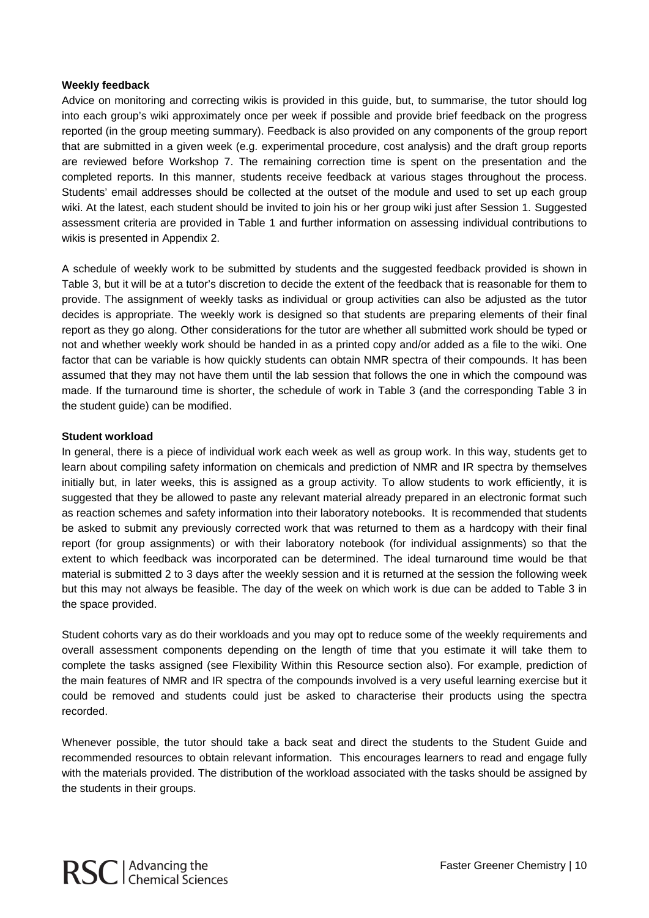**Weekly feedback**

Advice on monitoring and correcting wikis is provided in this guide, but, to summarise, the tutor should log into each group's wiki approximately once per week if possible and provide brief feedback on the progress reported (in the group meeting summary). Feedback is also provided on any components of the group report that are submitted in a given week (e.g. experimental procedure, cost analysis) and the draft group reports are reviewed before Workshop 7. The remaining correction time is spent on the presentation and the completed reports. In this manner, students receive feedback at various stages throughout the process. Students' email addresses should be collected at the outset of the module and used to set up each group wiki. At the latest, each student should be invited to join his or her group wiki just after Session 1. Suggested assessment criteria are provided in Table 1 and further information on assessing individual contributions to wikis is presented in Appendix 2.

A schedule of weekly work to be submitted by students and the suggested feedback provided is shown in Table 3, but it will be at a tutor's discretion to decide the extent of the feedback that is reasonable for them to provide. The assignment of weekly tasks as individual or group activities can also be adjusted as the tutor decides is appropriate. The weekly work is designed so that students are preparing elements of their final report as they go along. Other considerations for the tutor are whether all submitted work should be typed or not and whether weekly work should be handed in as a printed copy and/or added as a file to the wiki. One factor that can be variable is how quickly students can obtain NMR spectra of their compounds. It has been assumed that they may not have them until the lab session that follows the one in which the compound was made. If the turnaround time is shorter, the schedule of work in Table 3 (and the corresponding Table 3 in the student guide) can be modified.

**Student workload**

In general, there is a piece of individual work each week as well as group work. In this way, students get to learn about compiling safety information on chemicals and prediction of NMR and IR spectra by themselves initially but, in later weeks, this is assigned as a group activity. To allow students to work efficiently, it is suggested that they be allowed to paste any relevant material already prepared in an electronic format such as reaction schemes and safety information into their laboratory notebooks. It is recommended that students be asked to submit any previously corrected work that was returned to them as a hardcopy with their final report (for group assignments) or with their laboratory notebook (for individual assignments) so that the extent to which feedback was incorporated can be determined. The ideal turnaround time would be that material is submitted 2 to 3 days after the weekly session and it is returned at the session the following week but this may not always be feasible. The day of the week on which work is due can be added to Table 3 in the space provided.

Student cohorts vary as do their workloads and you may opt to reduce some of the weekly requirements and overall assessment components depending on the length of time that you estimate it will take them to complete the tasks assigned (see Flexibility Within this Resource section also). For example, prediction of the main features of NMR and IR spectra of the compounds involved is a very useful learning exercise but it could be removed and students could just be asked to characterise their products using the spectra recorded.

Whenever possible, the tutor should take a back seat and direct the students to the Student Guide and recommended resources to obtain relevant information. This encourages learners to read and engage fully with the materials provided. The distribution of the workload associated with the tasks should be assigned by the students in their groups.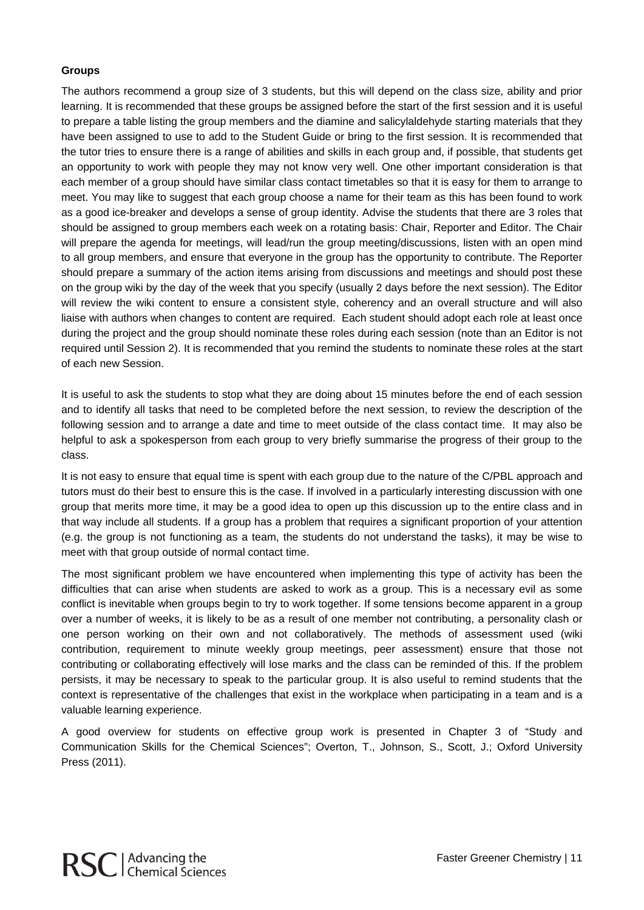**Groups**

The authors recommend a group size of 3 students, but this will depend on the class size, ability and prior learning. It is recommended that these groups be assigned before the start of the first session and it is useful to prepare a table listing the group members and the diamine and salicylaldehyde starting materials that they have been assigned to use to add to the Student Guide or bring to the first session. It is recommended that the tutor tries to ensure there is a range of abilities and skills in each group and, if possible, that students get an opportunity to work with people they may not know very well. One other important consideration is that each member of a group should have similar class contact timetables so that it is easy for them to arrange to meet. You may like to suggest that each group choose a name for their team as this has been found to work as a good ice-breaker and develops a sense of group identity. Advise the students that there are 3 roles that should be assigned to group members each week on a rotating basis: Chair, Reporter and Editor. The Chair will prepare the agenda for meetings, will lead/run the group meeting/discussions, listen with an open mind to all group members, and ensure that everyone in the group has the opportunity to contribute. The Reporter should prepare a summary of the action items arising from discussions and meetings and should post these on the group wiki by the day of the week that you specify (usually 2 days before the next session). The Editor will review the wiki content to ensure a consistent style, coherency and an overall structure and will also liaise with authors when changes to content are required. Each student should adopt each role at least once during the project and the group should nominate these roles during each session (note than an Editor is not required until Session 2). It is recommended that you remind the students to nominate these roles at the start of each new Session.

It is useful to ask the students to stop what they are doing about 15 minutes before the end of each session and to identify all tasks that need to be completed before the next session, to review the description of the following session and to arrange a date and time to meet outside of the class contact time. It may also be helpful to ask a spokesperson from each group to very briefly summarise the progress of their group to the class.

It is not easy to ensure that equal time is spent with each group due to the nature of the C/PBL approach and tutors must do their best to ensure this is the case. If involved in a particularly interesting discussion with one group that merits more time, it may be a good idea to open up this discussion up to the entire class and in that way include all students. If a group has a problem that requires a significant proportion of your attention (e.g. the group is not functioning as a team, the students do not understand the tasks), it may be wise to meet with that group outside of normal contact time.

The most significant problem we have encountered when implementing this type of activity has been the difficulties that can arise when students are asked to work as a group. This is a necessary evil as some conflict is inevitable when groups begin to try to work together. If some tensions become apparent in a group over a number of weeks, it is likely to be as a result of one member not contributing, a personality clash or one person working on their own and not collaboratively. The methods of assessment used (wiki contribution, requirement to minute weekly group meetings, peer assessment) ensure that those not contributing or collaborating effectively will lose marks and the class can be reminded of this. If the problem persists, it may be necessary to speak to the particular group. It is also useful to remind students that the context is representative of the challenges that exist in the workplace when participating in a team and is a valuable learning experience.

A good overview for students on effective group work is presented in Chapter 3 of "Study and Communication Skills for the Chemical Sciences"; Overton, T., Johnson, S., Scott, J.; Oxford University Press (2011).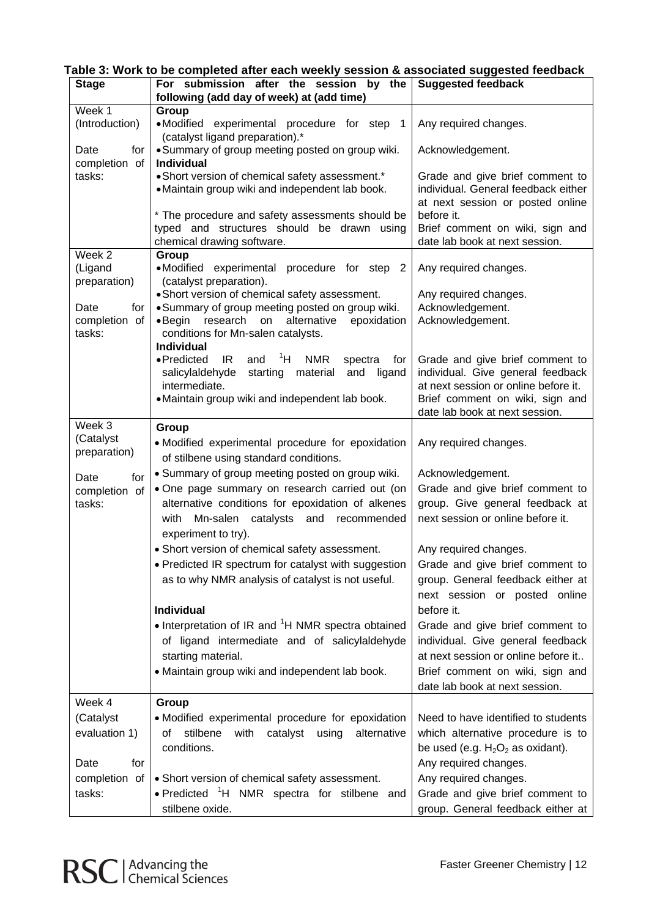**Table 3: Work to be completed after each weekly session & associated suggested feedback**

| Stage | For submission after the session by the following (add day of week) at (add time) | Suggested feedback |
| --- | --- | --- |
| Week 1 (Introduction)<br><br>Date for completion of tasks: | **Group**<br>• Modified experimental procedure for step 1 (catalyst ligand preparation).*<br>• Summary of group meeting posted on group wiki.<br>**Individual**<br>• Short version of chemical safety assessment.*<br>• Maintain group wiki and independent lab book.<br><br>* The procedure and safety assessments should be typed and structures should be drawn using chemical drawing software. | Any required changes.<br><br>Acknowledgement.<br><br>Grade and give brief comment to individual. General feedback either at next session or posted online before it.<br>Brief comment on wiki, sign and date lab book at next session. |
| Week 2 (Ligand preparation)<br><br>Date for completion of tasks: | **Group**<br>• Modified experimental procedure for step 2 (catalyst preparation).<br>• Short version of chemical safety assessment.<br>• Summary of group meeting posted on group wiki.<br>• Begin research on alternative epoxidation conditions for Mn-salen catalysts.<br>**Individual**<br>• Predicted IR and $^{1}H$ NMR spectra for salicylaldehyde starting material and ligand intermediate.<br>• Maintain group wiki and independent lab book. | Any required changes.<br><br>Any required changes.<br>Acknowledgement.<br>Acknowledgement.<br><br>Grade and give brief comment to individual. Give general feedback at next session or online before it.<br>Brief comment on wiki, sign and date lab book at next session. |
| Week 3 (Catalyst preparation)<br><br>Date for completion of tasks: | **Group**<br>• Modified experimental procedure for epoxidation of stilbene using standard conditions.<br>• Summary of group meeting posted on group wiki.<br>• One page summary on research carried out (on alternative conditions for epoxidation of alkenes with Mn-salen catalysts and recommended experiment to try).<br>• Short version of chemical safety assessment.<br>• Predicted IR spectrum for catalyst with suggestion as to why NMR analysis of catalyst is not useful.<br><br>**Individual**<br>• Interpretation of IR and $^{1}H$ NMR spectra obtained of ligand intermediate and of salicylaldehyde starting material.<br>• Maintain group wiki and independent lab book. | Any required changes.<br><br>Acknowledgement.<br>Grade and give brief comment to group. Give general feedback at next session or online before it.<br><br>Any required changes.<br>Grade and give brief comment to group. General feedback either at next session or posted online before it.<br>Grade and give brief comment to individual. Give general feedback at next session or online before it..<br>Brief comment on wiki, sign and date lab book at next session. |
| Week 4 (Catalyst evaluation 1)<br><br>Date for completion of tasks: | **Group**<br>• Modified experimental procedure for epoxidation of stilbene with catalyst using alternative conditions.<br><br>• Short version of chemical safety assessment.<br>• Predicted $^{1}H$ NMR spectra for stilbene and stilbene oxide. | Need to have identified to students which alternative procedure is to be used (e.g. $H_2O_2$ as oxidant).<br>Any required changes.<br>Any required changes.<br>Grade and give brief comment to group. General feedback either at |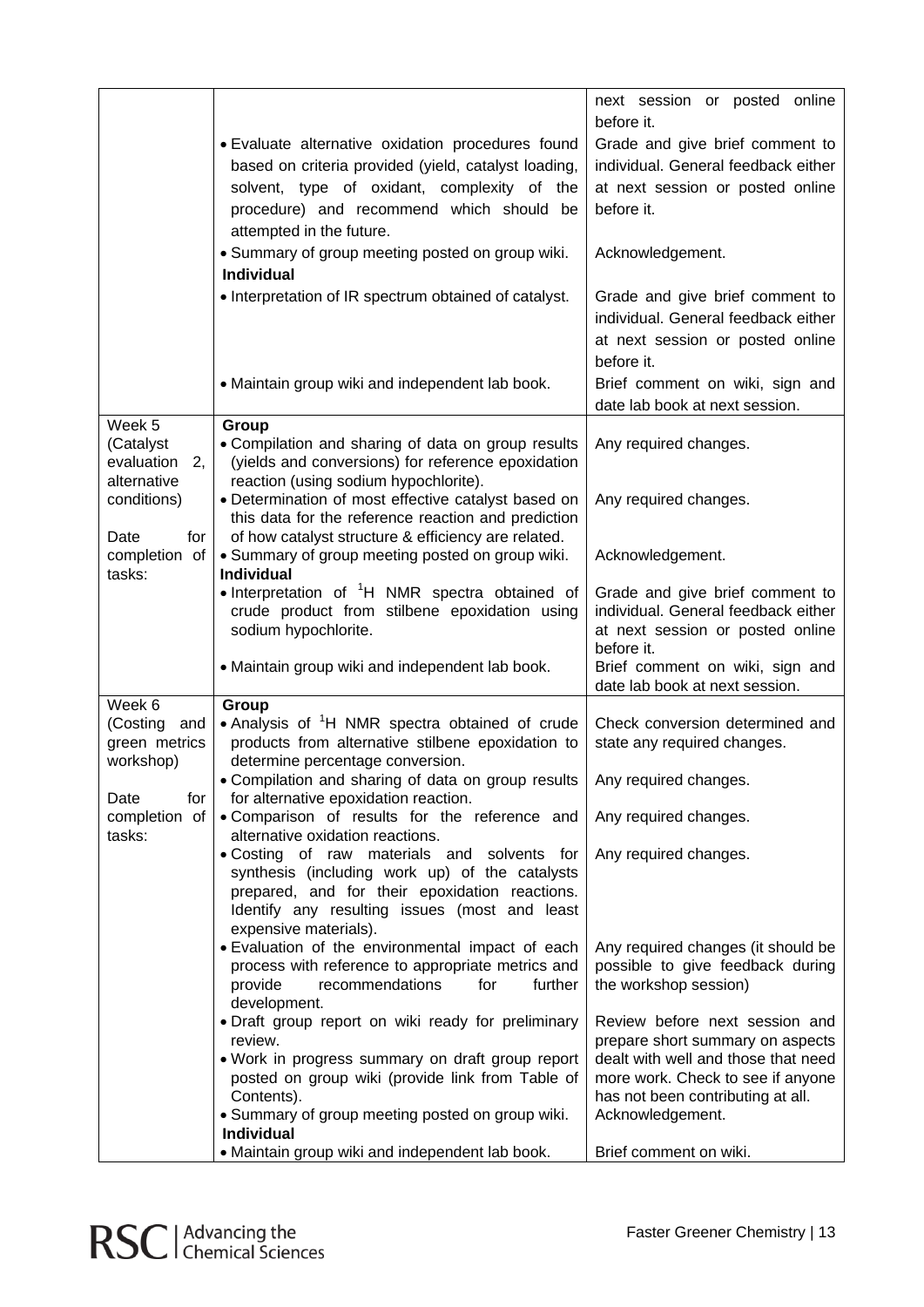| | | |
|---|---|---|
| | | next session or posted online before it. |
| | • Evaluate alternative oxidation procedures found based on criteria provided (yield, catalyst loading, solvent, type of oxidant, complexity of the procedure) and recommend which should be attempted in the future. | Grade and give brief comment to individual. General feedback either at next session or posted online before it. |
| | • Summary of group meeting posted on group wiki. | Acknowledgement. |
| | **Individual** | |
| | • Interpretation of IR spectrum obtained of catalyst. | Grade and give brief comment to individual. General feedback either at next session or posted online before it. |
| | • Maintain group wiki and independent lab book. | Brief comment on wiki, sign and date lab book at next session. |
| Week 5 (Catalyst evaluation 2, alternative conditions)<br><br>Date for completion of tasks: | **Group** | |
| | • Compilation and sharing of data on group results (yields and conversions) for reference epoxidation reaction (using sodium hypochlorite). | Any required changes. |
| | • Determination of most effective catalyst based on this data for the reference reaction and prediction of how catalyst structure & efficiency are related. | Any required changes. |
| | • Summary of group meeting posted on group wiki. | Acknowledgement. |
| | **Individual** | |
| | • Interpretation of $^{1}$H NMR spectra obtained of crude product from stilbene epoxidation using sodium hypochlorite. | Grade and give brief comment to individual. General feedback either at next session or posted online before it. |
| | • Maintain group wiki and independent lab book. | Brief comment on wiki, sign and date lab book at next session. |
| Week 6 (Costing and green metrics workshop)<br><br>Date for completion of tasks: | **Group** | |
| | • Analysis of $^{1}$H NMR spectra obtained of crude products from alternative stilbene epoxidation to determine percentage conversion. | Check conversion determined and state any required changes. |
| | • Compilation and sharing of data on group results for alternative epoxidation reaction. | Any required changes. |
| | • Comparison of results for the reference and alternative oxidation reactions. | Any required changes. |
| | • Costing of raw materials and solvents for synthesis (including work up) of the catalysts prepared, and for their epoxidation reactions. Identify any resulting issues (most and least expensive materials). | Any required changes. |
| | • Evaluation of the environmental impact of each process with reference to appropriate metrics and provide recommendations for further development. | Any required changes (it should be possible to give feedback during the workshop session) |
| | • Draft group report on wiki ready for preliminary review.<br>• Work in progress summary on draft group report posted on group wiki (provide link from Table of Contents). | Review before next session and prepare short summary on aspects dealt with well and those that need more work. Check to see if anyone has not been contributing at all. |
| | • Summary of group meeting posted on group wiki. | Acknowledgement. |
| | **Individual** | |
| | • Maintain group wiki and independent lab book. | Brief comment on wiki. |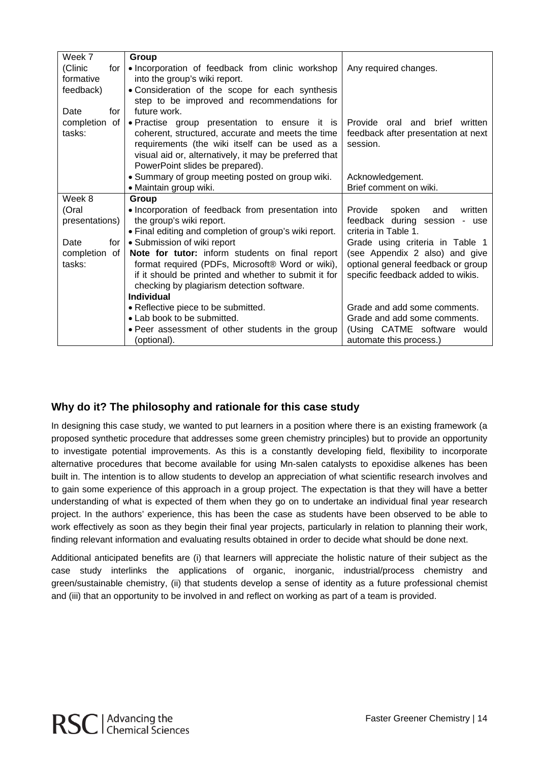| | | |
|---|---|---|
| Week 7<br>(Clinic for formative feedback)<br><br>Date for completion of tasks: | **Group**<br>• Incorporation of feedback from clinic workshop into the group's wiki report.<br>• Consideration of the scope for each synthesis step to be improved and recommendations for future work.<br>• Practise group presentation to ensure it is coherent, structured, accurate and meets the time requirements (the wiki itself can be used as a visual aid or, alternatively, it may be preferred that PowerPoint slides be prepared).<br>• Summary of group meeting posted on group wiki.<br>• Maintain group wiki. | Any required changes.<br><br><br><br>Provide oral and brief written feedback after presentation at next session.<br><br><br>Acknowledgement.<br>Brief comment on wiki. |
| Week 8<br>(Oral presentations)<br><br>Date for completion of tasks: | **Group**<br>• Incorporation of feedback from presentation into the group's wiki report.<br>• Final editing and completion of group's wiki report.<br>• Submission of wiki report<br>**Note for tutor:** inform students on final report format required (PDFs, Microsoft® Word or wiki), if it should be printed and whether to submit it for checking by plagiarism detection software.<br>**Individual**<br>• Reflective piece to be submitted.<br>• Lab book to be submitted.<br>• Peer assessment of other students in the group (optional). | Provide spoken and written feedback during session - use criteria in Table 1.<br>Grade using criteria in Table 1 (see Appendix 2 also) and give optional general feedback or group specific feedback added to wikis.<br><br><br><br>Grade and add some comments.<br>Grade and add some comments.<br>(Using CATME software would automate this process.) |

## Why do it? The philosophy and rationale for this case study

In designing this case study, we wanted to put learners in a position where there is an existing framework (a proposed synthetic procedure that addresses some green chemistry principles) but to provide an opportunity to investigate potential improvements. As this is a constantly developing field, flexibility to incorporate alternative procedures that become available for using Mn-salen catalysts to epoxidise alkenes has been built in. The intention is to allow students to develop an appreciation of what scientific research involves and to gain some experience of this approach in a group project. The expectation is that they will have a better understanding of what is expected of them when they go on to undertake an individual final year research project. In the authors' experience, this has been the case as students have been observed to be able to work effectively as soon as they begin their final year projects, particularly in relation to planning their work, finding relevant information and evaluating results obtained in order to decide what should be done next.

Additional anticipated benefits are (i) that learners will appreciate the holistic nature of their subject as the case study interlinks the applications of organic, inorganic, industrial/process chemistry and green/sustainable chemistry, (ii) that students develop a sense of identity as a future professional chemist and (iii) that an opportunity to be involved in and reflect on working as part of a team is provided.